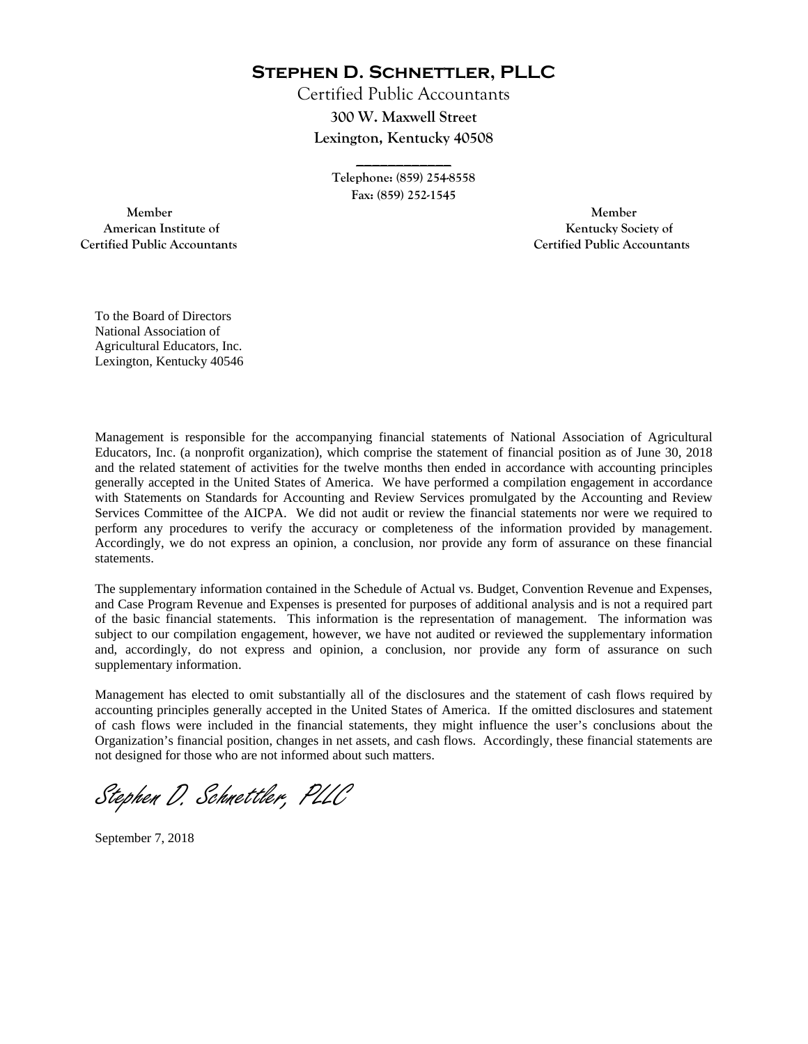# STEPHEN D. SCHNETTLER, PLLC

Certified Public Accountants

**300 W. Maxwell Street**

**Lexington, Kentucky 40508**

\_\_\_\_\_\_\_\_\_\_\_\_\_

Telephone: (859) 254-8558

Fax: (859) 252-1545

Member
American Institute of
Certified Public Accountants

Member
Kentucky Society of
Certified Public Accountants

To the Board of Directors
National Association of
Agricultural Educators, Inc.
Lexington, Kentucky 40546

Management is responsible for the accompanying financial statements of National Association of Agricultural Educators, Inc. (a nonprofit organization), which comprise the statement of financial position as of June 30, 2018 and the related statement of activities for the twelve months then ended in accordance with accounting principles generally accepted in the United States of America. We have performed a compilation engagement in accordance with Statements on Standards for Accounting and Review Services promulgated by the Accounting and Review Services Committee of the AICPA. We did not audit or review the financial statements nor were we required to perform any procedures to verify the accuracy or completeness of the information provided by management. Accordingly, we do not express an opinion, a conclusion, nor provide any form of assurance on these financial statements.

The supplementary information contained in the Schedule of Actual vs. Budget, Convention Revenue and Expenses, and Case Program Revenue and Expenses is presented for purposes of additional analysis and is not a required part of the basic financial statements. This information is the representation of management. The information was subject to our compilation engagement, however, we have not audited or reviewed the supplementary information and, accordingly, do not express and opinion, a conclusion, nor provide any form of assurance on such supplementary information.

Management has elected to omit substantially all of the disclosures and the statement of cash flows required by accounting principles generally accepted in the United States of America. If the omitted disclosures and statement of cash flows were included in the financial statements, they might influence the user's conclusions about the Organization's financial position, changes in net assets, and cash flows. Accordingly, these financial statements are not designed for those who are not informed about such matters.

*Stephen D. Schnettler, PLLC*

September 7, 2018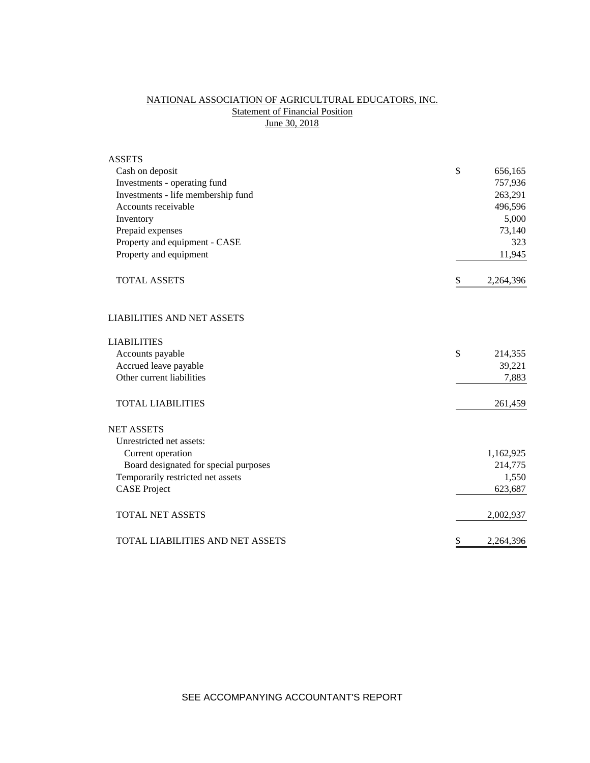# NATIONAL ASSOCIATION OF AGRICULTURAL EDUCATORS, INC.

## Statement of Financial Position

## June 30, 2018

| | | |
|---|---|---|
| **ASSETS** | | |
| Cash on deposit | $ | 656,165 |
| Investments - operating fund | | 757,936 |
| Investments - life membership fund | | 263,291 |
| Accounts receivable | | 496,596 |
| Inventory | | 5,000 |
| Prepaid expenses | | 73,140 |
| Property and equipment - CASE | | 323 |
| Property and equipment | | 11,945 |
| TOTAL ASSETS | $ | 2,264,396 |
| | | |
| **LIABILITIES AND NET ASSETS** | | |
| | | |
| **LIABILITIES** | | |
| Accounts payable | $ | 214,355 |
| Accrued leave payable | | 39,221 |
| Other current liabilities | | 7,883 |
| TOTAL LIABILITIES | | 261,459 |
| | | |
| **NET ASSETS** | | |
| Unrestricted net assets: | | |
| Current operation | | 1,162,925 |
| Board designated for special purposes | | 214,775 |
| Temporarily restricted net assets | | 1,550 |
| CASE Project | | 623,687 |
| TOTAL NET ASSETS | | 2,002,937 |
| | | |
| TOTAL LIABILITIES AND NET ASSETS | $ | 2,264,396 |

SEE ACCOMPANYING ACCOUNTANT'S REPORT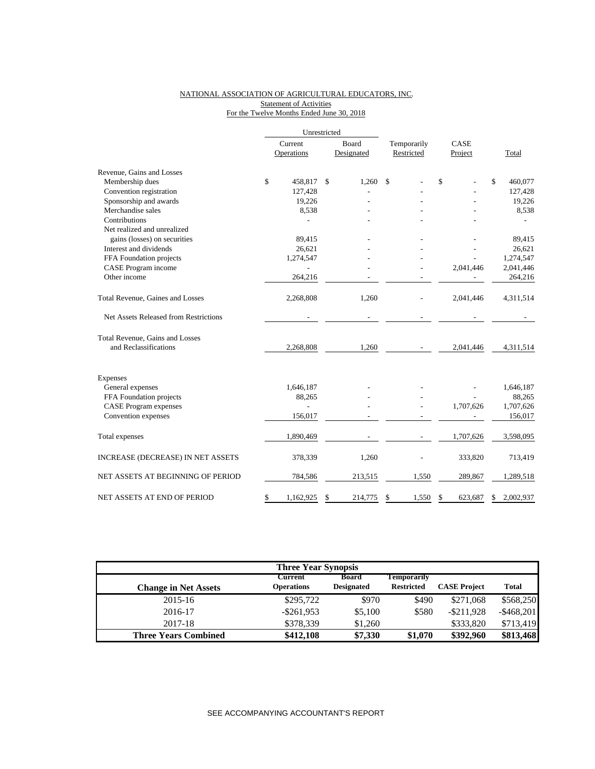NATIONAL ASSOCIATION OF AGRICULTURAL EDUCATORS, INC.
Statement of Activities
For the Twelve Months Ended June 30, 2018

| | Unrestricted | | | | |
|---|---|---|---|---|---|
| | Current Operations | Board Designated | Temporarily Restricted | CASE Project | Total |
| **Revenue, Gains and Losses** | | | | | |
| Membership dues | $ 458,817 | $ 1,260 | $ - | $ - | $ 460,077 |
| Convention registration | 127,428 | - | - | - | 127,428 |
| Sponsorship and awards | 19,226 | - | - | - | 19,226 |
| Merchandise sales | 8,538 | - | - | - | 8,538 |
| Contributions | - | - | - | - | - |
| Net realized and unrealized gains (losses) on securities | 89,415 | - | - | - | 89,415 |
| Interest and dividends | 26,621 | - | - | - | 26,621 |
| FFA Foundation projects | 1,274,547 | - | - | - | 1,274,547 |
| CASE Program income | - | - | - | 2,041,446 | 2,041,446 |
| Other income | 264,216 | - | - | - | 264,216 |
| Total Revenue, Gaines and Losses | 2,268,808 | 1,260 | - | 2,041,446 | 4,311,514 |
| Net Assets Released from Restrictions | - | - | - | - | - |
| Total Revenue, Gains and Losses and Reclassifications | 2,268,808 | 1,260 | - | 2,041,446 | 4,311,514 |
| **Expenses** | | | | | |
| General expenses | 1,646,187 | - | - | - | 1,646,187 |
| FFA Foundation projects | 88,265 | - | - | - | 88,265 |
| CASE Program expenses | - | - | - | 1,707,626 | 1,707,626 |
| Convention expenses | 156,017 | - | - | - | 156,017 |
| Total expenses | 1,890,469 | - | - | 1,707,626 | 3,598,095 |
| INCREASE (DECREASE) IN NET ASSETS | 378,339 | 1,260 | - | 333,820 | 713,419 |
| NET ASSETS AT BEGINNING OF PERIOD | 784,586 | 213,515 | 1,550 | 289,867 | 1,289,518 |
| NET ASSETS AT END OF PERIOD | $ 1,162,925 | $ 214,775 | $ 1,550 | $ 623,687 | $ 2,002,937 |

| Three Year Synopsis | | | | | |
|---|---|---|---|---|---|
| **Change in Net Assets** | **Current Operations** | **Board Designated** | **Temporarily Restricted** | **CASE Project** | **Total** |
| 2015-16 | $295,722 | $970 | $490 | $271,068 | $568,250 |
| 2016-17 | -$261,953 | $5,100 | $580 | -$211,928 | -$468,201 |
| 2017-18 | $378,339 | $1,260 | | $333,820 | $713,419 |
| **Three Years Combined** | **$412,108** | **$7,330** | **$1,070** | **$392,960** | **$813,468** |

SEE ACCOMPANYING ACCOUNTANT'S REPORT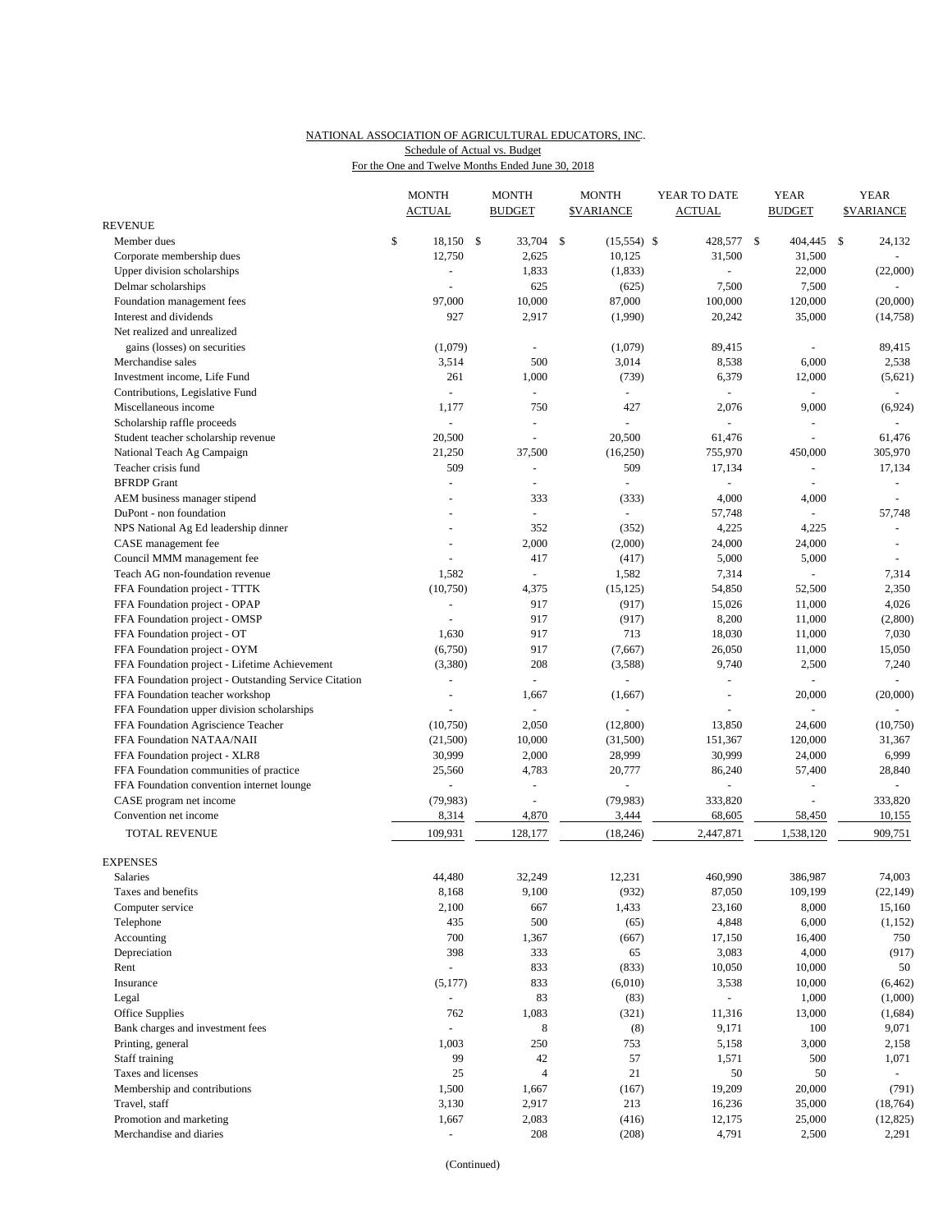NATIONAL ASSOCIATION OF AGRICULTURAL EDUCATORS, INC.
Schedule of Actual vs. Budget
For the One and Twelve Months Ended June 30, 2018

| | MONTH ACTUAL | MONTH BUDGET | MONTH $VARIANCE | YEAR TO DATE ACTUAL | YEAR BUDGET | YEAR $VARIANCE |
|---|---|---|---|---|---|---|
| **REVENUE** | | | | | | |
| Member dues | $ 18,150 | $ 33,704 | $ (15,554) | $ 428,577 | $ 404,445 | $ 24,132 |
| Corporate membership dues | 12,750 | 2,625 | 10,125 | 31,500 | 31,500 | - |
| Upper division scholarships | - | 1,833 | (1,833) | - | 22,000 | (22,000) |
| Delmar scholarships | - | 625 | (625) | 7,500 | 7,500 | - |
| Foundation management fees | 97,000 | 10,000 | 87,000 | 100,000 | 120,000 | (20,000) |
| Interest and dividends | 927 | 2,917 | (1,990) | 20,242 | 35,000 | (14,758) |
| Net realized and unrealized gains (losses) on securities | (1,079) | - | (1,079) | 89,415 | - | 89,415 |
| Merchandise sales | 3,514 | 500 | 3,014 | 8,538 | 6,000 | 2,538 |
| Investment income, Life Fund | 261 | 1,000 | (739) | 6,379 | 12,000 | (5,621) |
| Contributions, Legislative Fund | - | - | - | - | - | - |
| Miscellaneous income | 1,177 | 750 | 427 | 2,076 | 9,000 | (6,924) |
| Scholarship raffle proceeds | - | - | - | - | - | - |
| Student teacher scholarship revenue | 20,500 | - | 20,500 | 61,476 | - | 61,476 |
| National Teach Ag Campaign | 21,250 | 37,500 | (16,250) | 755,970 | 450,000 | 305,970 |
| Teacher crisis fund | 509 | - | 509 | 17,134 | - | 17,134 |
| BFRDP Grant | - | - | - | - | - | - |
| AEM business manager stipend | - | 333 | (333) | 4,000 | 4,000 | - |
| DuPont - non foundation | - | - | - | 57,748 | - | 57,748 |
| NPS National Ag Ed leadership dinner | - | 352 | (352) | 4,225 | 4,225 | - |
| CASE management fee | - | 2,000 | (2,000) | 24,000 | 24,000 | - |
| Council MMM management fee | - | 417 | (417) | 5,000 | 5,000 | - |
| Teach AG non-foundation revenue | 1,582 | - | 1,582 | 7,314 | - | 7,314 |
| FFA Foundation project - TTTK | (10,750) | 4,375 | (15,125) | 54,850 | 52,500 | 2,350 |
| FFA Foundation project - OPAP | - | 917 | (917) | 15,026 | 11,000 | 4,026 |
| FFA Foundation project - OMSP | - | 917 | (917) | 8,200 | 11,000 | (2,800) |
| FFA Foundation project - OT | 1,630 | 917 | 713 | 18,030 | 11,000 | 7,030 |
| FFA Foundation project - OYM | (6,750) | 917 | (7,667) | 26,050 | 11,000 | 15,050 |
| FFA Foundation project - Lifetime Achievement | (3,380) | 208 | (3,588) | 9,740 | 2,500 | 7,240 |
| FFA Foundation project - Outstanding Service Citation | - | - | - | - | - | - |
| FFA Foundation teacher workshop | - | 1,667 | (1,667) | - | 20,000 | (20,000) |
| FFA Foundation upper division scholarships | - | - | - | - | - | - |
| FFA Foundation Agriscience Teacher | (10,750) | 2,050 | (12,800) | 13,850 | 24,600 | (10,750) |
| FFA Foundation NATAA/NAII | (21,500) | 10,000 | (31,500) | 151,367 | 120,000 | 31,367 |
| FFA Foundation project - XLR8 | 30,999 | 2,000 | 28,999 | 30,999 | 24,000 | 6,999 |
| FFA Foundation communities of practice | 25,560 | 4,783 | 20,777 | 86,240 | 57,400 | 28,840 |
| FFA Foundation convention internet lounge | - | - | - | - | - | - |
| CASE program net income | (79,983) | - | (79,983) | 333,820 | - | 333,820 |
| Convention net income | 8,314 | 4,870 | 3,444 | 68,605 | 58,450 | 10,155 |
| TOTAL REVENUE | 109,931 | 128,177 | (18,246) | 2,447,871 | 1,538,120 | 909,751 |
| **EXPENSES** | | | | | | |
| Salaries | 44,480 | 32,249 | 12,231 | 460,990 | 386,987 | 74,003 |
| Taxes and benefits | 8,168 | 9,100 | (932) | 87,050 | 109,199 | (22,149) |
| Computer service | 2,100 | 667 | 1,433 | 23,160 | 8,000 | 15,160 |
| Telephone | 435 | 500 | (65) | 4,848 | 6,000 | (1,152) |
| Accounting | 700 | 1,367 | (667) | 17,150 | 16,400 | 750 |
| Depreciation | 398 | 333 | 65 | 3,083 | 4,000 | (917) |
| Rent | - | 833 | (833) | 10,050 | 10,000 | 50 |
| Insurance | (5,177) | 833 | (6,010) | 3,538 | 10,000 | (6,462) |
| Legal | - | 83 | (83) | - | 1,000 | (1,000) |
| Office Supplies | 762 | 1,083 | (321) | 11,316 | 13,000 | (1,684) |
| Bank charges and investment fees | - | 8 | (8) | 9,171 | 100 | 9,071 |
| Printing, general | 1,003 | 250 | 753 | 5,158 | 3,000 | 2,158 |
| Staff training | 99 | 42 | 57 | 1,571 | 500 | 1,071 |
| Taxes and licenses | 25 | 4 | 21 | 50 | 50 | - |
| Membership and contributions | 1,500 | 1,667 | (167) | 19,209 | 20,000 | (791) |
| Travel, staff | 3,130 | 2,917 | 213 | 16,236 | 35,000 | (18,764) |
| Promotion and marketing | 1,667 | 2,083 | (416) | 12,175 | 25,000 | (12,825) |
| Merchandise and diaries | - | 208 | (208) | 4,791 | 2,500 | 2,291 |

(Continued)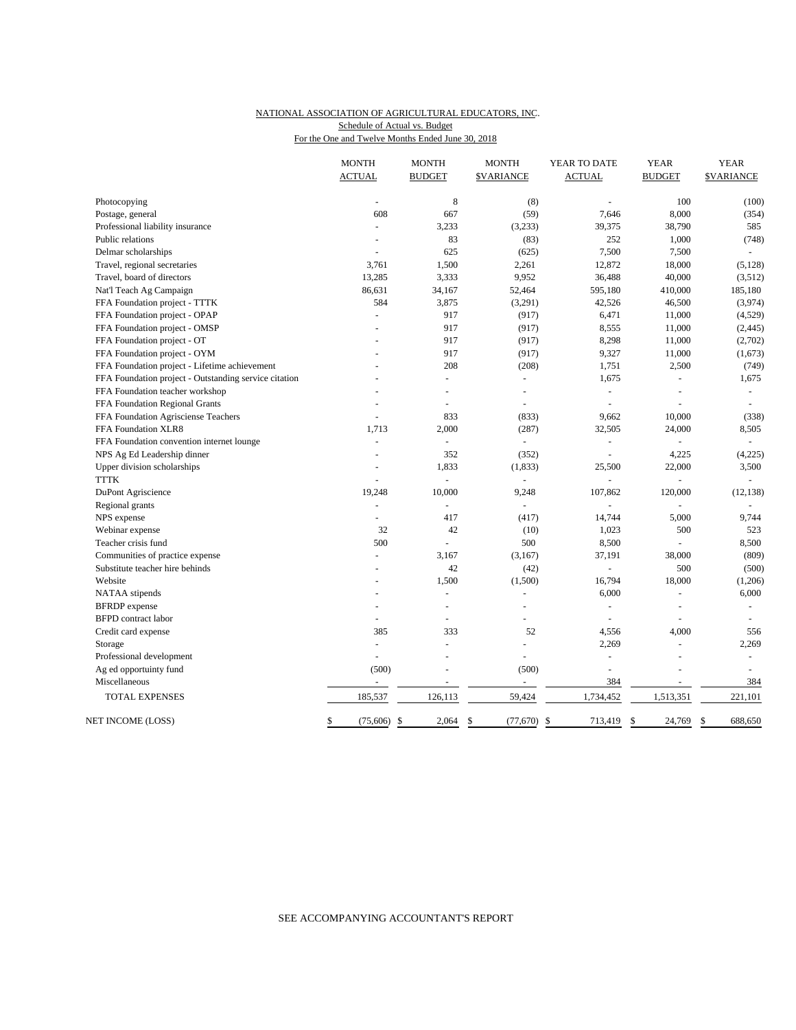NATIONAL ASSOCIATION OF AGRICULTURAL EDUCATORS, INC.

Schedule of Actual vs. Budget

For the One and Twelve Months Ended June 30, 2018

| | MONTH ACTUAL | MONTH BUDGET | MONTH $VARIANCE | YEAR TO DATE ACTUAL | YEAR BUDGET | YEAR $VARIANCE |
|---|---|---|---|---|---|---|
| Photocopying | - | 8 | (8) | - | 100 | (100) |
| Postage, general | 608 | 667 | (59) | 7,646 | 8,000 | (354) |
| Professional liability insurance | - | 3,233 | (3,233) | 39,375 | 38,790 | 585 |
| Public relations | - | 83 | (83) | 252 | 1,000 | (748) |
| Delmar scholarships | - | 625 | (625) | 7,500 | 7,500 | - |
| Travel, regional secretaries | 3,761 | 1,500 | 2,261 | 12,872 | 18,000 | (5,128) |
| Travel, board of directors | 13,285 | 3,333 | 9,952 | 36,488 | 40,000 | (3,512) |
| Nat'l Teach Ag Campaign | 86,631 | 34,167 | 52,464 | 595,180 | 410,000 | 185,180 |
| FFA Foundation project - TTTK | 584 | 3,875 | (3,291) | 42,526 | 46,500 | (3,974) |
| FFA Foundation project - OPAP | - | 917 | (917) | 6,471 | 11,000 | (4,529) |
| FFA Foundation project - OMSP | - | 917 | (917) | 8,555 | 11,000 | (2,445) |
| FFA Foundation project - OT | - | 917 | (917) | 8,298 | 11,000 | (2,702) |
| FFA Foundation project - OYM | - | 917 | (917) | 9,327 | 11,000 | (1,673) |
| FFA Foundation project - Lifetime achievement | - | 208 | (208) | 1,751 | 2,500 | (749) |
| FFA Foundation project - Outstanding service citation | - | - | - | 1,675 | - | 1,675 |
| FFA Foundation teacher workshop | - | - | - | - | - | - |
| FFA Foundation Regional Grants | - | - | - | - | - | - |
| FFA Foundation Agrisciense Teachers | - | 833 | (833) | 9,662 | 10,000 | (338) |
| FFA Foundation XLR8 | 1,713 | 2,000 | (287) | 32,505 | 24,000 | 8,505 |
| FFA Foundation convention internet lounge | - | - | - | - | - | - |
| NPS Ag Ed Leadership dinner | - | 352 | (352) | - | 4,225 | (4,225) |
| Upper division scholarships | - | 1,833 | (1,833) | 25,500 | 22,000 | 3,500 |
| TTTK | - | - | - | - | - | - |
| DuPont Agriscience | 19,248 | 10,000 | 9,248 | 107,862 | 120,000 | (12,138) |
| Regional grants | - | - | - | - | - | - |
| NPS expense | - | 417 | (417) | 14,744 | 5,000 | 9,744 |
| Webinar expense | 32 | 42 | (10) | 1,023 | 500 | 523 |
| Teacher crisis fund | 500 | - | 500 | 8,500 | - | 8,500 |
| Communities of practice expense | - | 3,167 | (3,167) | 37,191 | 38,000 | (809) |
| Substitute teacher hire behinds | - | 42 | (42) | - | 500 | (500) |
| Website | - | 1,500 | (1,500) | 16,794 | 18,000 | (1,206) |
| NATAA stipends | - | - | - | 6,000 | - | 6,000 |
| BFRDP expense | - | - | - | - | - | - |
| BFPD contract labor | - | - | - | - | - | - |
| Credit card expense | 385 | 333 | 52 | 4,556 | 4,000 | 556 |
| Storage | - | - | - | 2,269 | - | 2,269 |
| Professional development | - | - | - | - | - | - |
| Ag ed opportuinty fund | (500) | - | (500) | - | - | - |
| Miscellaneous | - | - | - | 384 | - | 384 |
| TOTAL EXPENSES | 185,537 | 126,113 | 59,424 | 1,734,452 | 1,513,351 | 221,101 |
| NET INCOME (LOSS) | $ (75,606) | $ 2,064 | $ (77,670) | $ 713,419 | $ 24,769 | $ 688,650 |

SEE ACCOMPANYING ACCOUNTANT'S REPORT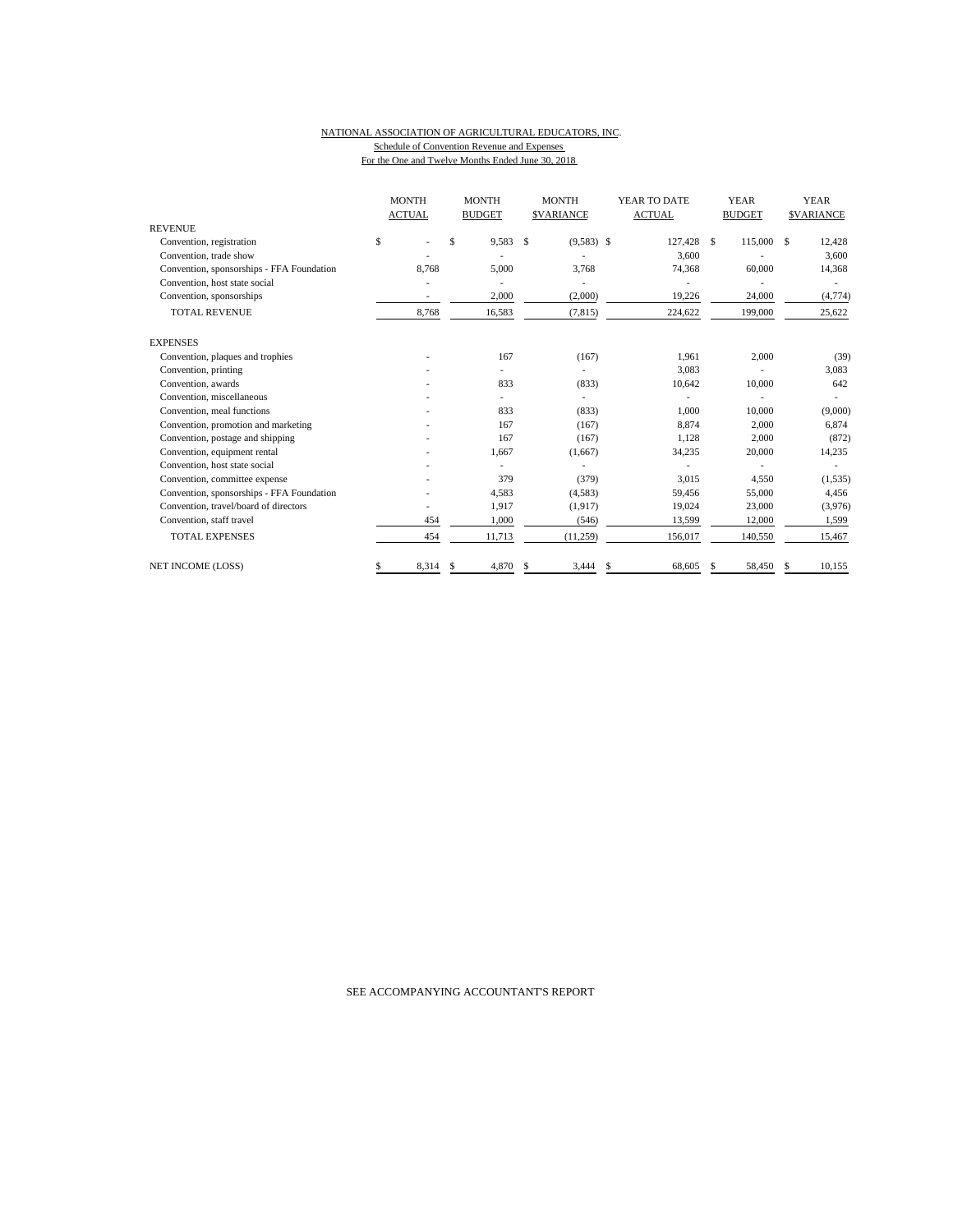NATIONAL ASSOCIATION OF AGRICULTURAL EDUCATORS, INC.

Schedule of Convention Revenue and Expenses

For the One and Twelve Months Ended June 30, 2018

| | MONTH ACTUAL | MONTH BUDGET | MONTH $VARIANCE | YEAR TO DATE ACTUAL | YEAR BUDGET | YEAR $VARIANCE |
|---|---|---|---|---|---|---|
| REVENUE | | | | | | |
| Convention, registration | $ - | $ 9,583 | $ (9,583) | $ 127,428 | $ 115,000 | $ 12,428 |
| Convention, trade show | - | - | - | 3,600 | - | 3,600 |
| Convention, sponsorships - FFA Foundation | 8,768 | 5,000 | 3,768 | 74,368 | 60,000 | 14,368 |
| Convention, host state social | - | - | - | - | - | - |
| Convention, sponsorships | - | 2,000 | (2,000) | 19,226 | 24,000 | (4,774) |
| TOTAL REVENUE | 8,768 | 16,583 | (7,815) | 224,622 | 199,000 | 25,622 |
| EXPENSES | | | | | | |
| Convention, plaques and trophies | - | 167 | (167) | 1,961 | 2,000 | (39) |
| Convention, printing | - | - | - | 3,083 | - | 3,083 |
| Convention, awards | - | 833 | (833) | 10,642 | 10,000 | 642 |
| Convention, miscellaneous | - | - | - | - | - | - |
| Convention, meal functions | - | 833 | (833) | 1,000 | 10,000 | (9,000) |
| Convention, promotion and marketing | - | 167 | (167) | 8,874 | 2,000 | 6,874 |
| Convention, postage and shipping | - | 167 | (167) | 1,128 | 2,000 | (872) |
| Convention, equipment rental | - | 1,667 | (1,667) | 34,235 | 20,000 | 14,235 |
| Convention, host state social | - | - | - | - | - | - |
| Convention, committee expense | - | 379 | (379) | 3,015 | 4,550 | (1,535) |
| Convention, sponsorships - FFA Foundation | - | 4,583 | (4,583) | 59,456 | 55,000 | 4,456 |
| Convention, travel/board of directors | - | 1,917 | (1,917) | 19,024 | 23,000 | (3,976) |
| Convention, staff travel | 454 | 1,000 | (546) | 13,599 | 12,000 | 1,599 |
| TOTAL EXPENSES | 454 | 11,713 | (11,259) | 156,017 | 140,550 | 15,467 |
| NET INCOME (LOSS) | $ 8,314 | $ 4,870 | $ 3,444 | $ 68,605 | $ 58,450 | $ 10,155 |

SEE ACCOMPANYING ACCOUNTANT'S REPORT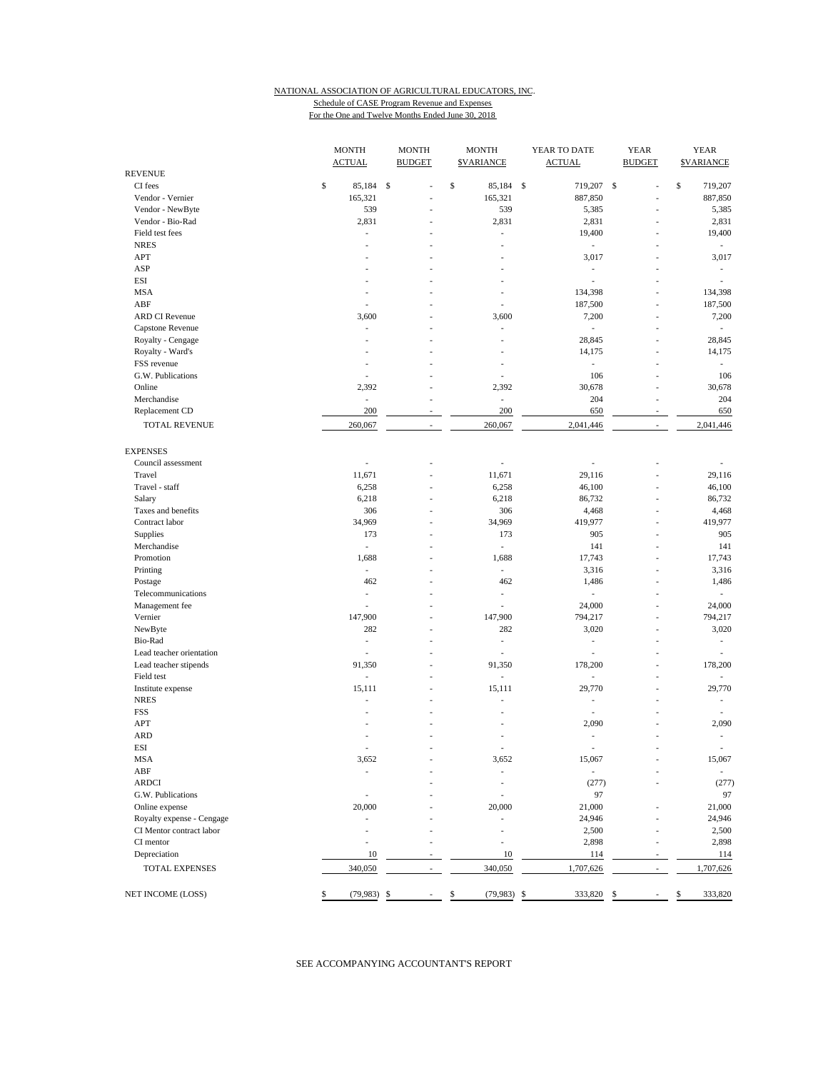NATIONAL ASSOCIATION OF AGRICULTURAL EDUCATORS, INC.
Schedule of CASE Program Revenue and Expenses
For the One and Twelve Months Ended June 30, 2018

| | MONTH ACTUAL | MONTH BUDGET | MONTH $VARIANCE | YEAR TO DATE ACTUAL | YEAR BUDGET | YEAR $VARIANCE |
|---|---|---|---|---|---|---|
| REVENUE | | | | | | |
| CI fees | $ 85,184 | $ - | $ 85,184 | $ 719,207 | $ - | $ 719,207 |
| Vendor - Vernier | 165,321 | - | 165,321 | 887,850 | - | 887,850 |
| Vendor - NewByte | 539 | - | 539 | 5,385 | - | 5,385 |
| Vendor - Bio-Rad | 2,831 | - | 2,831 | 2,831 | - | 2,831 |
| Field test fees | - | - | - | 19,400 | - | 19,400 |
| NRES | - | - | - | - | - | - |
| APT | - | - | - | 3,017 | - | 3,017 |
| ASP | - | - | - | - | - | - |
| ESI | - | - | - | - | - | - |
| MSA | - | - | - | 134,398 | - | 134,398 |
| ABF | - | - | - | 187,500 | - | 187,500 |
| ARD CI Revenue | 3,600 | - | 3,600 | 7,200 | - | 7,200 |
| Capstone Revenue | - | - | - | - | - | - |
| Royalty - Cengage | - | - | - | 28,845 | - | 28,845 |
| Royalty - Ward's | - | - | - | 14,175 | - | 14,175 |
| FSS revenue | - | - | - | - | - | - |
| G.W. Publications | - | - | - | 106 | - | 106 |
| Online | 2,392 | - | 2,392 | 30,678 | - | 30,678 |
| Merchandise | - | - | - | 204 | - | 204 |
| Replacement CD | 200 | - | 200 | 650 | - | 650 |
| TOTAL REVENUE | 260,067 | - | 260,067 | 2,041,446 | - | 2,041,446 |
| EXPENSES | | | | | | |
| Council assessment | - | - | - | - | - | - |
| Travel | 11,671 | - | 11,671 | 29,116 | - | 29,116 |
| Travel - staff | 6,258 | - | 6,258 | 46,100 | - | 46,100 |
| Salary | 6,218 | - | 6,218 | 86,732 | - | 86,732 |
| Taxes and benefits | 306 | - | 306 | 4,468 | - | 4,468 |
| Contract labor | 34,969 | - | 34,969 | 419,977 | - | 419,977 |
| Supplies | 173 | - | 173 | 905 | - | 905 |
| Merchandise | - | - | - | 141 | - | 141 |
| Promotion | 1,688 | - | 1,688 | 17,743 | - | 17,743 |
| Printing | - | - | - | 3,316 | - | 3,316 |
| Postage | 462 | - | 462 | 1,486 | - | 1,486 |
| Telecommunications | - | - | - | - | - | - |
| Management fee | - | - | - | 24,000 | - | 24,000 |
| Vernier | 147,900 | - | 147,900 | 794,217 | - | 794,217 |
| NewByte | 282 | - | 282 | 3,020 | - | 3,020 |
| Bio-Rad | - | - | - | - | - | - |
| Lead teacher orientation | - | - | - | - | - | - |
| Lead teacher stipends | 91,350 | - | 91,350 | 178,200 | - | 178,200 |
| Field test | - | - | - | - | - | - |
| Institute expense | 15,111 | - | 15,111 | 29,770 | - | 29,770 |
| NRES | - | - | - | - | - | - |
| FSS | - | - | - | - | - | - |
| APT | - | - | - | 2,090 | - | 2,090 |
| ARD | - | - | - | - | - | - |
| ESI | - | - | - | - | - | - |
| MSA | 3,652 | - | 3,652 | 15,067 | - | 15,067 |
| ABF | - | - | - | - | - | - |
| ARDCI | | - | - | (277) | - | (277) |
| G.W. Publications | - | - | - | 97 | | 97 |
| Online expense | 20,000 | - | 20,000 | 21,000 | - | 21,000 |
| Royalty expense - Cengage | - | - | - | 24,946 | - | 24,946 |
| CI Mentor contract labor | - | - | - | 2,500 | - | 2,500 |
| CI mentor | - | - | - | 2,898 | - | 2,898 |
| Depreciation | 10 | - | 10 | 114 | - | 114 |
| TOTAL EXPENSES | 340,050 | - | 340,050 | 1,707,626 | - | 1,707,626 |
| NET INCOME (LOSS) | $ (79,983) | $ - | $ (79,983) | $ 333,820 | $ - | $ 333,820 |

SEE ACCOMPANYING ACCOUNTANT'S REPORT